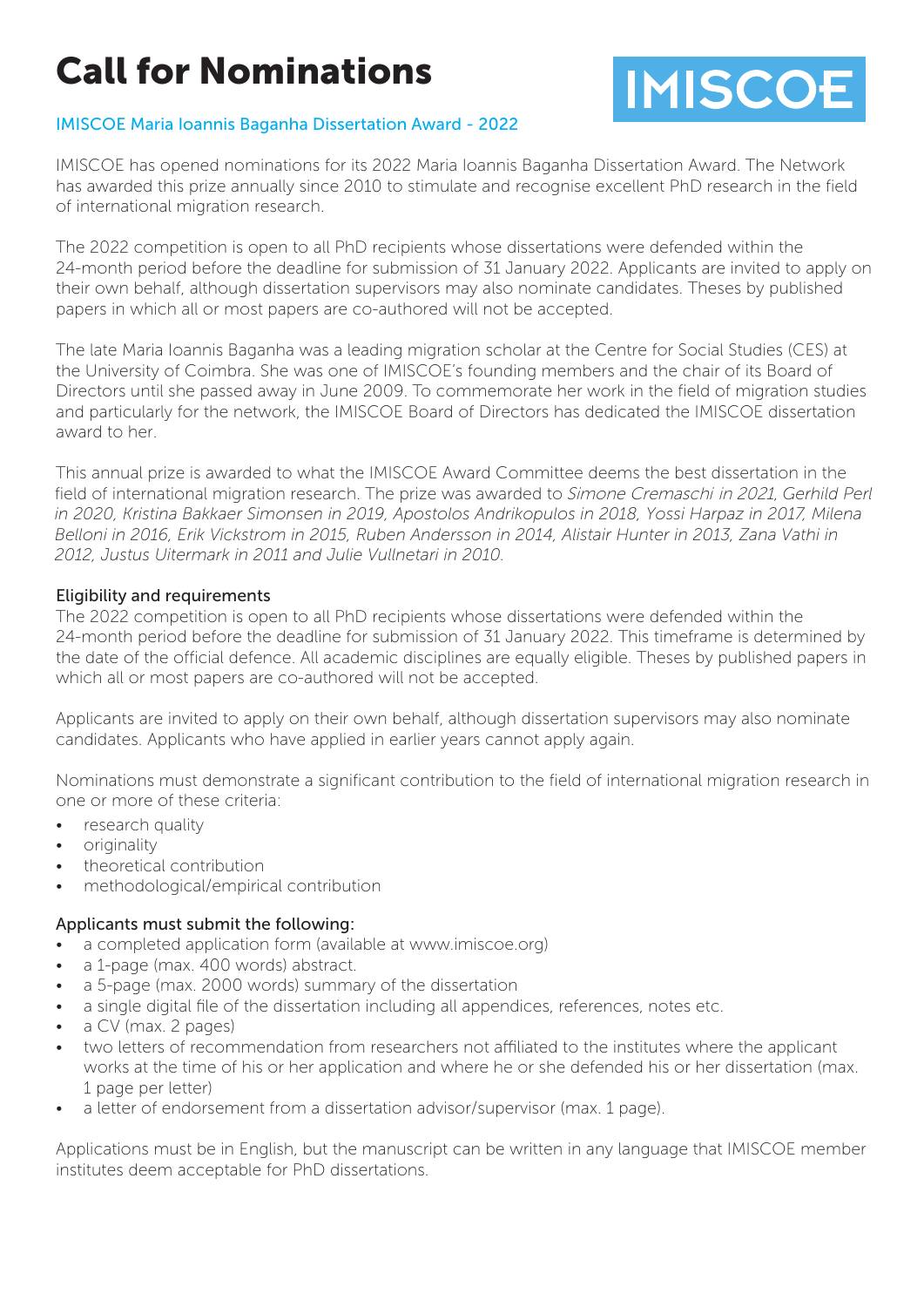# Call for Nominations

IMISCOE

IMISCOE Maria Ioannis Baganha Dissertation Award - 2022

IMISCOE has opened nominations for its 2022 Maria Ioannis Baganha Dissertation Award. The Network has awarded this prize annually since 2010 to stimulate and recognise excellent PhD research in the field of international migration research.

The 2022 competition is open to all PhD recipients whose dissertations were defended within the 24-month period before the deadline for submission of 31 January 2022. Applicants are invited to apply on their own behalf, although dissertation supervisors may also nominate candidates. Theses by published papers in which all or most papers are co-authored will not be accepted.

The late Maria Ioannis Baganha was a leading migration scholar at the Centre for Social Studies (CES) at the University of Coimbra. She was one of IMISCOE's founding members and the chair of its Board of Directors until she passed away in June 2009. To commemorate her work in the field of migration studies and particularly for the network, the IMISCOE Board of Directors has dedicated the IMISCOE dissertation award to her.

This annual prize is awarded to what the IMISCOE Award Committee deems the best dissertation in the field of international migration research. The prize was awarded to *Simone Cremaschi in 2021, Gerhild Perl in 2020, Kristina Bakkaer Simonsen in 2019, Apostolos Andrikopulos in 2018, Yossi Harpaz in 2017, Milena Belloni in 2016, Erik Vickstrom in 2015, Ruben Andersson in 2014, Alistair Hunter in 2013, Zana Vathi in 2012, Justus Uitermark in 2011 and Julie Vullnetari in 2010.*

### Eligibility and requirements

The 2022 competition is open to all PhD recipients whose dissertations were defended within the 24-month period before the deadline for submission of 31 January 2022. This timeframe is determined by the date of the official defence. All academic disciplines are equally eligible. Theses by published papers in which all or most papers are co-authored will not be accepted.

Applicants are invited to apply on their own behalf, although dissertation supervisors may also nominate candidates. Applicants who have applied in earlier years cannot apply again.

Nominations must demonstrate a significant contribution to the field of international migration research in one or more of these criteria:

- research quality
- originality
- theoretical contribution
- methodological/empirical contribution

### Applicants must submit the following:

- a completed application form (available at www.imiscoe.org)
- a 1-page (max. 400 words) abstract.
- a 5-page (max. 2000 words) summary of the dissertation
- a single digital file of the dissertation including all appendices, references, notes etc.
- a CV (max. 2 pages)
- two letters of recommendation from researchers not affiliated to the institutes where the applicant works at the time of his or her application and where he or she defended his or her dissertation (max. 1 page per letter)
- a letter of endorsement from a dissertation advisor/supervisor (max. 1 page).

Applications must be in English, but the manuscript can be written in any language that IMISCOE member institutes deem acceptable for PhD dissertations.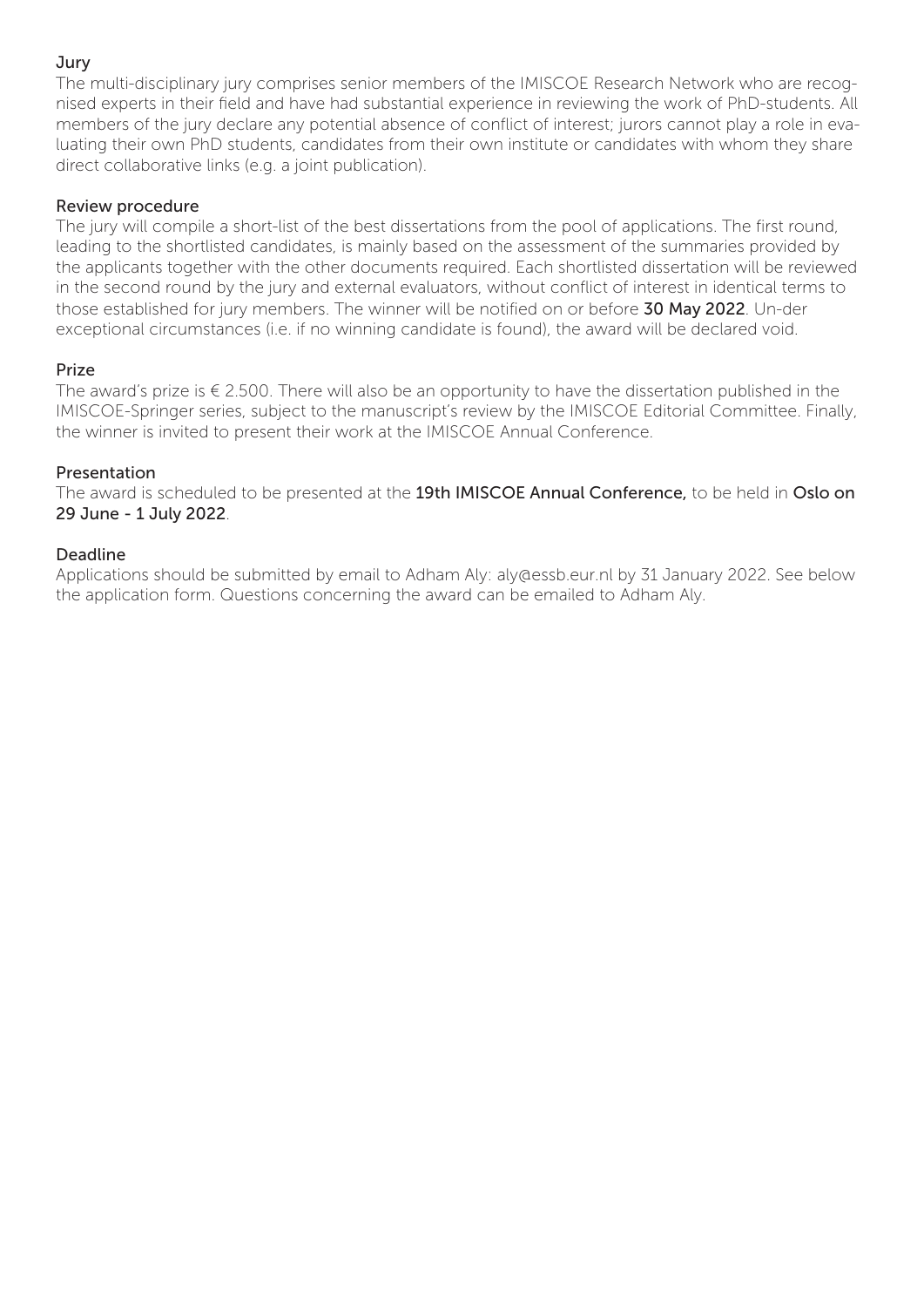## Jury

The multi-disciplinary jury comprises senior members of the IMISCOE Research Network who are recognised experts in their field and have had substantial experience in reviewing the work of PhD-students. All members of the jury declare any potential absence of conflict of interest; jurors cannot play a role in evaluating their own PhD students, candidates from their own institute or candidates with whom they share direct collaborative links (e.g. a joint publication).

## Review procedure

The jury will compile a short-list of the best dissertations from the pool of applications. The first round, leading to the shortlisted candidates, is mainly based on the assessment of the summaries provided by the applicants together with the other documents required. Each shortlisted dissertation will be reviewed in the second round by the jury and external evaluators, without conflict of interest in identical terms to those established for jury members. The winner will be notified on or before **30 May 2022**. Un-der exceptional circumstances (i.e. if no winning candidate is found), the award will be declared void.

## Prize

The award's prize is € 2.500. There will also be an opportunity to have the dissertation published in the IMISCOE-Springer series, subject to the manuscript's review by the IMISCOE Editorial Committee. Finally, the winner is invited to present their work at the IMISCOE Annual Conference.

## Presentation

The award is scheduled to be presented at the **19th IMISCOE Annual Conference,** to be held in **Oslo on 29 June - 1 July 2022**.

## Deadline

Applications should be submitted by email to Adham Aly: aly@essb.eur.nl by 31 January 2022. See below the application form. Questions concerning the award can be emailed to Adham Aly.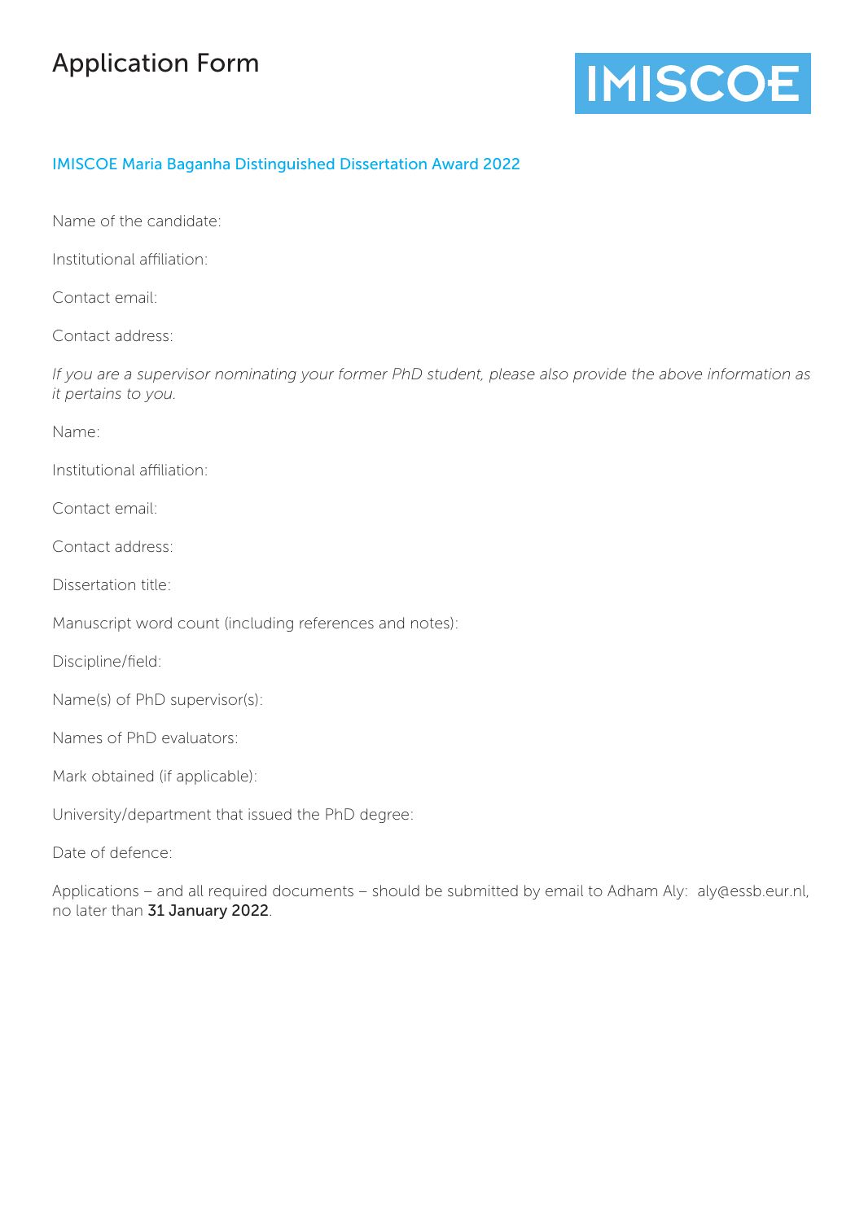# Application Form

IMISCOE

## IMISCOE Maria Baganha Distinguished Dissertation Award 2022

Name of the candidate:

Institutional affiliation:

Contact email:

Contact address:

*If you are a supervisor nominating your former PhD student, please also provide the above information as it pertains to you.*

Name:

Institutional affiliation:

Contact email:

Contact address:

Dissertation title:

Manuscript word count (including references and notes):

Discipline/field:

Name(s) of PhD supervisor(s):

Names of PhD evaluators:

Mark obtained (if applicable):

University/department that issued the PhD degree:

Date of defence:

Applications – and all required documents – should be submitted by email to Adham Aly: aly@essb.eur.nl, no later than **31 January 2022**.